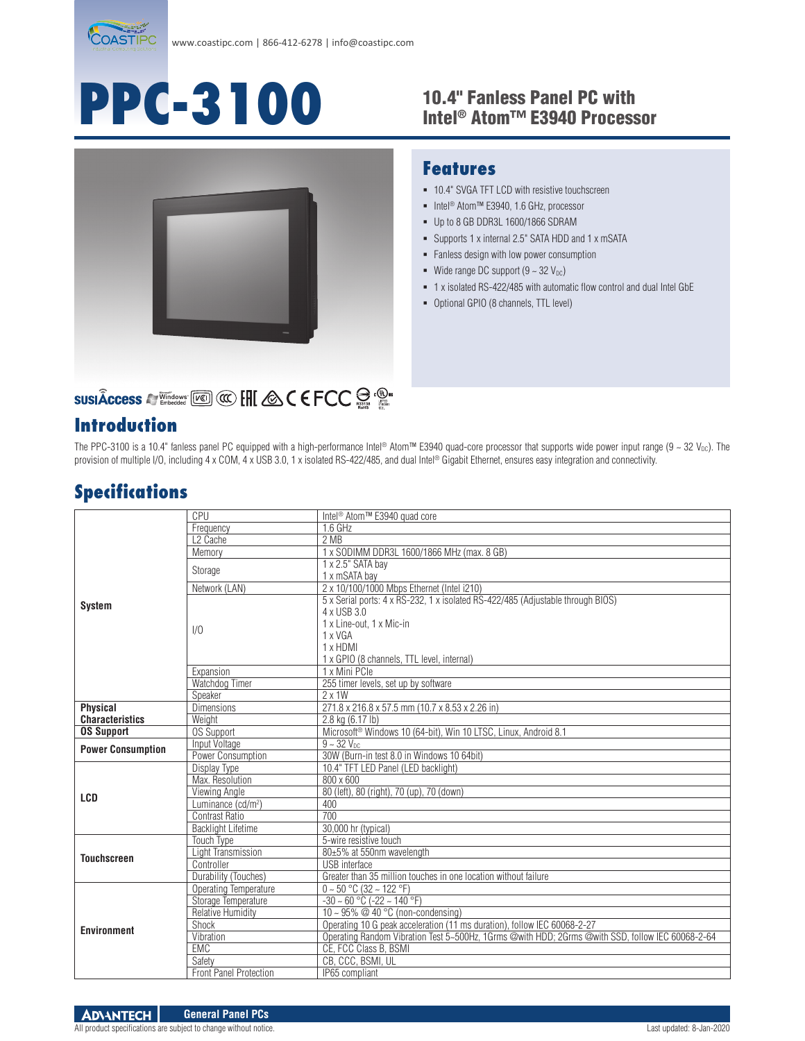www.coastipc.com | 866-412-6278 | info@coastipc.com

# PPC-3100

## 10.4" Fanless Panel PC with Intel® Atom™ E3940 Processor

## Features

- 10.4" SVGA TFT LCD with resistive touchscreen
- Intel® Atom™ E3940, 1.6 GHz, processor
- Up to 8 GB DDR3L 1600/1866 SDRAM
- Supports 1 x internal 2.5" SATA HDD and 1 x mSATA
- Fanless design with low power consumption
- Wide range DC support (9 ~ 32 $V_{DC}$)
- 1 x isolated RS-422/485 with automatic flow control and dual Intel GbE
- Optional GPIO (8 channels, TTL level)

## Introduction

The PPC-3100 is a 10.4" fanless panel PC equipped with a high-performance Intel® Atom™ E3940 quad-core processor that supports wide power input range (9 ~ 32 $V_{DC}$). The provision of multiple I/O, including 4 x COM, 4 x USB 3.0, 1 x isolated RS-422/485, and dual Intel® Gigabit Ethernet, ensures easy integration and connectivity.

## Specifications

| | | |
|---|---|---|
| **System** | CPU | Intel® Atom™ E3940 quad core |
| | Frequency | 1.6 GHz |
| | L2 Cache | 2 MB |
| | Memory | 1 x SODIMM DDR3L 1600/1866 MHz (max. 8 GB) |
| | Storage | 1 x 2.5" SATA bay<br>1 x mSATA bay |
| | Network (LAN) | 2 x 10/100/1000 Mbps Ethernet (Intel i210) |
| | I/O | 5 x Serial ports: 4 x RS-232, 1 x isolated RS-422/485 (Adjustable through BIOS)<br>4 x USB 3.0<br>1 x Line-out, 1 x Mic-in<br>1 x VGA<br>1 x HDMI<br>1 x GPIO (8 channels, TTL level, internal) |
| | Expansion | 1 x Mini PCIe |
| | Watchdog Timer | 255 timer levels, set up by software |
| | Speaker | 2 x 1W |
| **Physical Characteristics** | Dimensions | 271.8 x 216.8 x 57.5 mm (10.7 x 8.53 x 2.26 in) |
| | Weight | 2.8 kg (6.17 lb) |
| **OS Support** | OS Support | Microsoft® Windows 10 (64-bit), Win 10 LTSC, Linux, Android 8.1 |
| **Power Consumption** | Input Voltage | 9 ~ 32 $V_{DC}$ |
| | Power Consumption | 30W (Burn-in test 8.0 in Windows 10 64bit) |
| **LCD** | Display Type | 10.4" TFT LED Panel (LED backlight) |
| | Max. Resolution | 800 x 600 |
| | Viewing Angle | 80 (left), 80 (right), 70 (up), 70 (down) |
| | Luminance (cd/m²) | 400 |
| | Contrast Ratio | 700 |
| | Backlight Lifetime | 30,000 hr (typical) |
| **Touchscreen** | Touch Type | 5-wire resistive touch |
| | Light Transmission | 80±5% at 550nm wavelength |
| | Controller | USB interface |
| | Durability (Touches) | Greater than 35 million touches in one location without failure |
| **Environment** | Operating Temperature | 0 ~ 50 °C (32 ~ 122 °F) |
| | Storage Temperature | -30 ~ 60 °C (-22 ~ 140 °F) |
| | Relative Humidity | 10 ~ 95% @ 40 °C (non-condensing) |
| | Shock | Operating 10 G peak acceleration (11 ms duration), follow IEC 60068-2-27 |
| | Vibration | Operating Random Vibration Test 5~500Hz, 1Grms @with HDD; 2Grms @with SSD, follow IEC 60068-2-64 |
| | EMC | CE, FCC Class B, BSMI |
| | Safety | CB, CCC, BSMI, UL |
| | Front Panel Protection | IP65 compliant |

All product specifications are subject to change without notice.

Last updated: 8-Jan-2020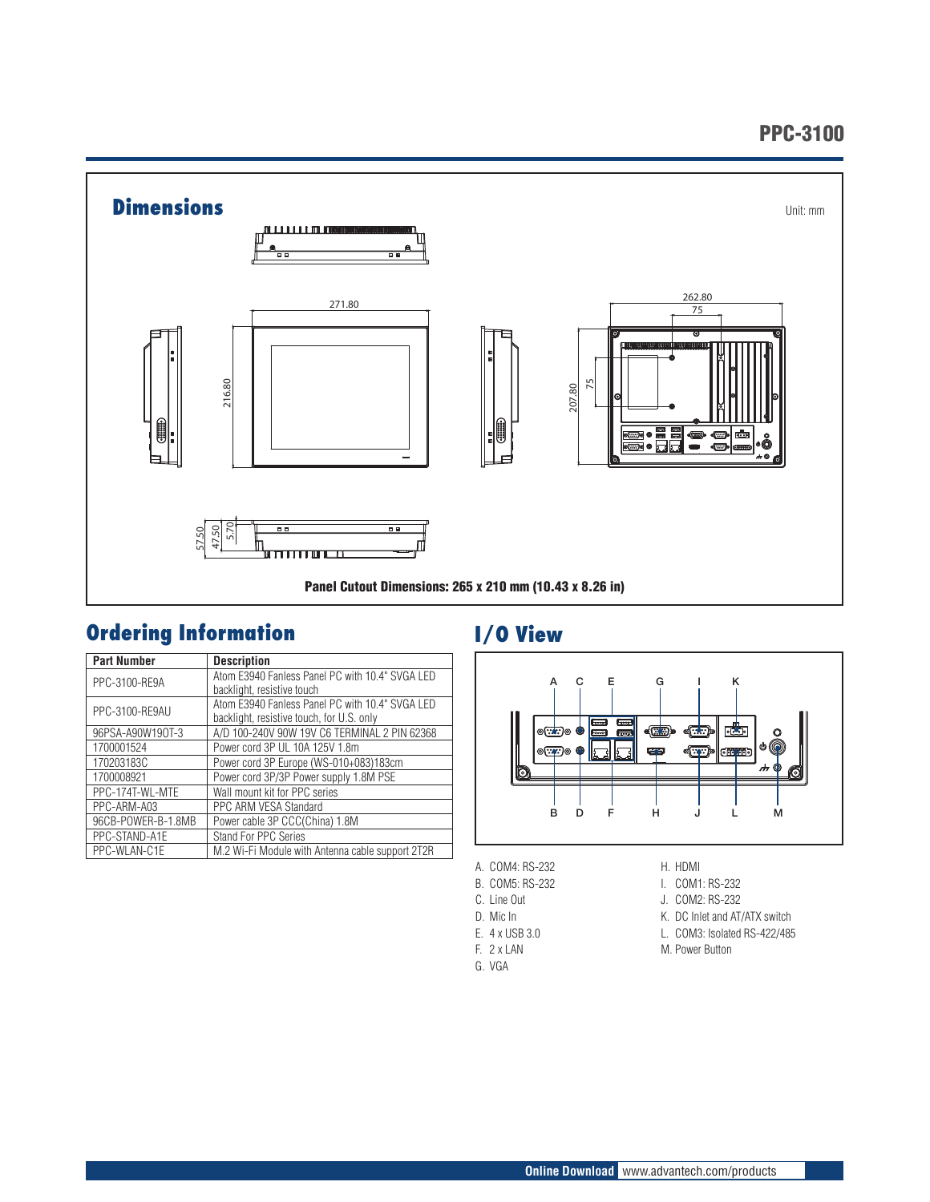## Dimensions

Unit: mm

271.80

216.80

262.80

75

207.80

75

57.50

47.50

5.70

**Panel Cutout Dimensions: 265 x 210 mm (10.43 x 8.26 in)**

## Ordering Information

| Part Number | Description |
|---|---|
| PPC-3100-RE9A | Atom E3940 Fanless Panel PC with 10.4" SVGA LED backlight, resistive touch |
| PPC-3100-RE9AU | Atom E3940 Fanless Panel PC with 10.4" SVGA LED backlight, resistive touch, for U.S. only |
| 96PSA-A90W19OT-3 | A/D 100-240V 90W 19V C6 TERMINAL 2 PIN 62368 |
| 1700001524 | Power cord 3P UL 10A 125V 1.8m |
| 170203183C | Power cord 3P Europe (WS-010+083)183cm |
| 1700008921 | Power cord 3P/3P Power supply 1.8M PSE |
| PPC-174T-WL-MTE | Wall mount kit for PPC series |
| PPC-ARM-A03 | PPC ARM VESA Standard |
| 96CB-POWER-B-1.8MB | Power cable 3P CCC(China) 1.8M |
| PPC-STAND-A1E | Stand For PPC Series |
| PPC-WLAN-C1E | M.2 Wi-Fi Module with Antenna cable support 2T2R |

## I/O View

A C E G I K

B D F H J L M

A. COM4: RS-232
B. COM5: RS-232
C. Line Out
D. Mic In
E. 4 x USB 3.0
F. 2 x LAN
G. VGA
H. HDMI
I. COM1: RS-232
J. COM2: RS-232
K. DC Inlet and AT/ATX switch
L. COM3: Isolated RS-422/485
M. Power Button